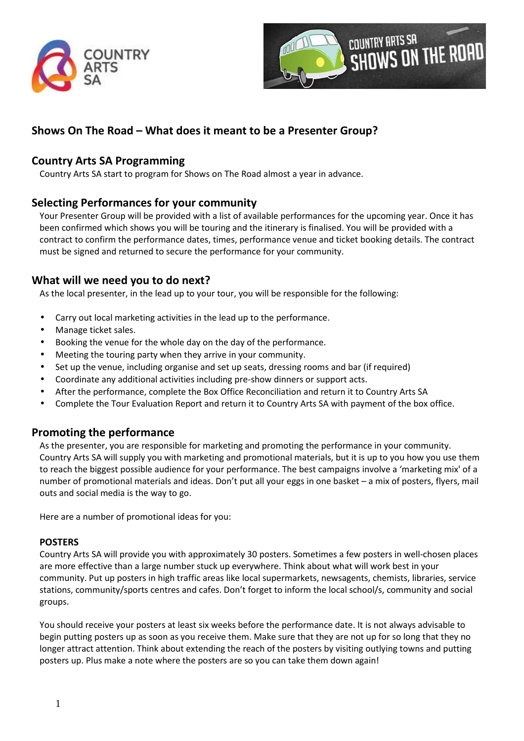## Shows On The Road – What does it meant to be a Presenter Group?

### Country Arts SA Programming

Country Arts SA start to program for Shows on The Road almost a year in advance.

### Selecting Performances for your community

Your Presenter Group will be provided with a list of available performances for the upcoming year. Once it has been confirmed which shows you will be touring and the itinerary is finalised. You will be provided with a contract to confirm the performance dates, times, performance venue and ticket booking details. The contract must be signed and returned to secure the performance for your community.

### What will we need you to do next?

As the local presenter, in the lead up to your tour, you will be responsible for the following:

- Carry out local marketing activities in the lead up to the performance.
- Manage ticket sales.
- Booking the venue for the whole day on the day of the performance.
- Meeting the touring party when they arrive in your community.
- Set up the venue, including organise and set up seats, dressing rooms and bar (if required)
- Coordinate any additional activities including pre-show dinners or support acts.
- After the performance, complete the Box Office Reconciliation and return it to Country Arts SA
- Complete the Tour Evaluation Report and return it to Country Arts SA with payment of the box office.

### Promoting the performance

As the presenter, you are responsible for marketing and promoting the performance in your community. Country Arts SA will supply you with marketing and promotional materials, but it is up to you how you use them to reach the biggest possible audience for your performance. The best campaigns involve a 'marketing mix' of a number of promotional materials and ideas. Don't put all your eggs in one basket – a mix of posters, flyers, mail outs and social media is the way to go.

Here are a number of promotional ideas for you:

**POSTERS**

Country Arts SA will provide you with approximately 30 posters. Sometimes a few posters in well-chosen places are more effective than a large number stuck up everywhere. Think about what will work best in your community. Put up posters in high traffic areas like local supermarkets, newsagents, chemists, libraries, service stations, community/sports centres and cafes. Don't forget to inform the local school/s, community and social groups.

You should receive your posters at least six weeks before the performance date. It is not always advisable to begin putting posters up as soon as you receive them. Make sure that they are not up for so long that they no longer attract attention. Think about extending the reach of the posters by visiting outlying towns and putting posters up. Plus make a note where the posters are so you can take them down again!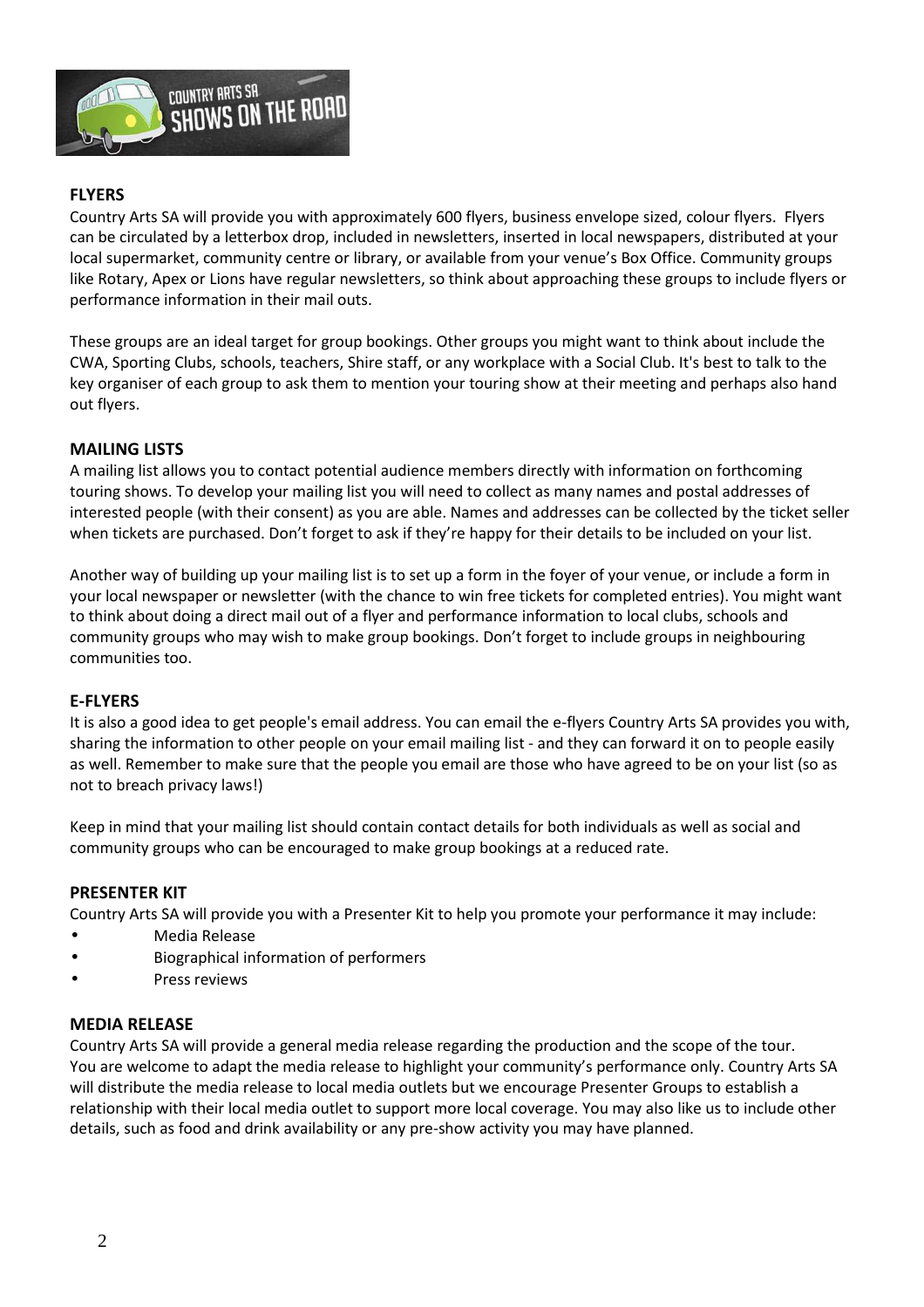## FLYERS

Country Arts SA will provide you with approximately 600 flyers, business envelope sized, colour flyers. Flyers can be circulated by a letterbox drop, included in newsletters, inserted in local newspapers, distributed at your local supermarket, community centre or library, or available from your venue's Box Office. Community groups like Rotary, Apex or Lions have regular newsletters, so think about approaching these groups to include flyers or performance information in their mail outs.

These groups are an ideal target for group bookings. Other groups you might want to think about include the CWA, Sporting Clubs, schools, teachers, Shire staff, or any workplace with a Social Club. It's best to talk to the key organiser of each group to ask them to mention your touring show at their meeting and perhaps also hand out flyers.

## MAILING LISTS

A mailing list allows you to contact potential audience members directly with information on forthcoming touring shows. To develop your mailing list you will need to collect as many names and postal addresses of interested people (with their consent) as you are able. Names and addresses can be collected by the ticket seller when tickets are purchased. Don't forget to ask if they're happy for their details to be included on your list.

Another way of building up your mailing list is to set up a form in the foyer of your venue, or include a form in your local newspaper or newsletter (with the chance to win free tickets for completed entries). You might want to think about doing a direct mail out of a flyer and performance information to local clubs, schools and community groups who may wish to make group bookings. Don't forget to include groups in neighbouring communities too.

## E-FLYERS

It is also a good idea to get people's email address. You can email the e-flyers Country Arts SA provides you with, sharing the information to other people on your email mailing list - and they can forward it on to people easily as well. Remember to make sure that the people you email are those who have agreed to be on your list (so as not to breach privacy laws!)

Keep in mind that your mailing list should contain contact details for both individuals as well as social and community groups who can be encouraged to make group bookings at a reduced rate.

## PRESENTER KIT

Country Arts SA will provide you with a Presenter Kit to help you promote your performance it may include:

- Media Release
- Biographical information of performers
- Press reviews

## MEDIA RELEASE

Country Arts SA will provide a general media release regarding the production and the scope of the tour. You are welcome to adapt the media release to highlight your community's performance only. Country Arts SA will distribute the media release to local media outlets but we encourage Presenter Groups to establish a relationship with their local media outlet to support more local coverage. You may also like us to include other details, such as food and drink availability or any pre-show activity you may have planned.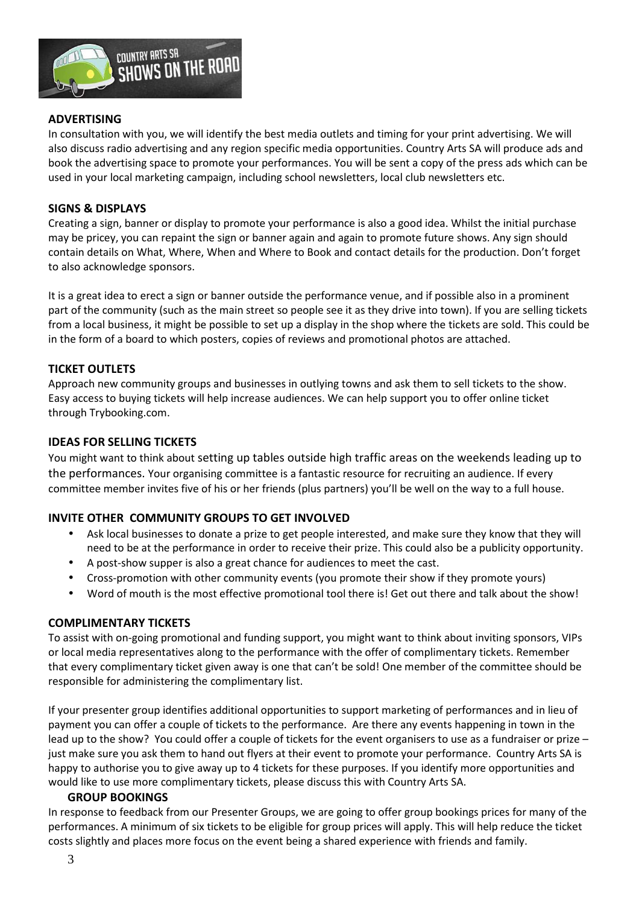## ADVERTISING

In consultation with you, we will identify the best media outlets and timing for your print advertising. We will also discuss radio advertising and any region specific media opportunities. Country Arts SA will produce ads and book the advertising space to promote your performances. You will be sent a copy of the press ads which can be used in your local marketing campaign, including school newsletters, local club newsletters etc.

## SIGNS & DISPLAYS

Creating a sign, banner or display to promote your performance is also a good idea. Whilst the initial purchase may be pricey, you can repaint the sign or banner again and again to promote future shows. Any sign should contain details on What, Where, When and Where to Book and contact details for the production. Don't forget to also acknowledge sponsors.

It is a great idea to erect a sign or banner outside the performance venue, and if possible also in a prominent part of the community (such as the main street so people see it as they drive into town). If you are selling tickets from a local business, it might be possible to set up a display in the shop where the tickets are sold. This could be in the form of a board to which posters, copies of reviews and promotional photos are attached.

## TICKET OUTLETS

Approach new community groups and businesses in outlying towns and ask them to sell tickets to the show. Easy access to buying tickets will help increase audiences. We can help support you to offer online ticket through Trybooking.com.

## IDEAS FOR SELLING TICKETS

You might want to think about setting up tables outside high traffic areas on the weekends leading up to the performances. Your organising committee is a fantastic resource for recruiting an audience. If every committee member invites five of his or her friends (plus partners) you'll be well on the way to a full house.

## INVITE OTHER COMMUNITY GROUPS TO GET INVOLVED

- Ask local businesses to donate a prize to get people interested, and make sure they know that they will need to be at the performance in order to receive their prize. This could also be a publicity opportunity.
- A post-show supper is also a great chance for audiences to meet the cast.
- Cross-promotion with other community events (you promote their show if they promote yours)
- Word of mouth is the most effective promotional tool there is! Get out there and talk about the show!

## COMPLIMENTARY TICKETS

To assist with on-going promotional and funding support, you might want to think about inviting sponsors, VIPs or local media representatives along to the performance with the offer of complimentary tickets. Remember that every complimentary ticket given away is one that can't be sold! One member of the committee should be responsible for administering the complimentary list.

If your presenter group identifies additional opportunities to support marketing of performances and in lieu of payment you can offer a couple of tickets to the performance. Are there any events happening in town in the lead up to the show? You could offer a couple of tickets for the event organisers to use as a fundraiser or prize – just make sure you ask them to hand out flyers at their event to promote your performance. Country Arts SA is happy to authorise you to give away up to 4 tickets for these purposes. If you identify more opportunities and would like to use more complimentary tickets, please discuss this with Country Arts SA.

## GROUP BOOKINGS

In response to feedback from our Presenter Groups, we are going to offer group bookings prices for many of the performances. A minimum of six tickets to be eligible for group prices will apply. This will help reduce the ticket costs slightly and places more focus on the event being a shared experience with friends and family.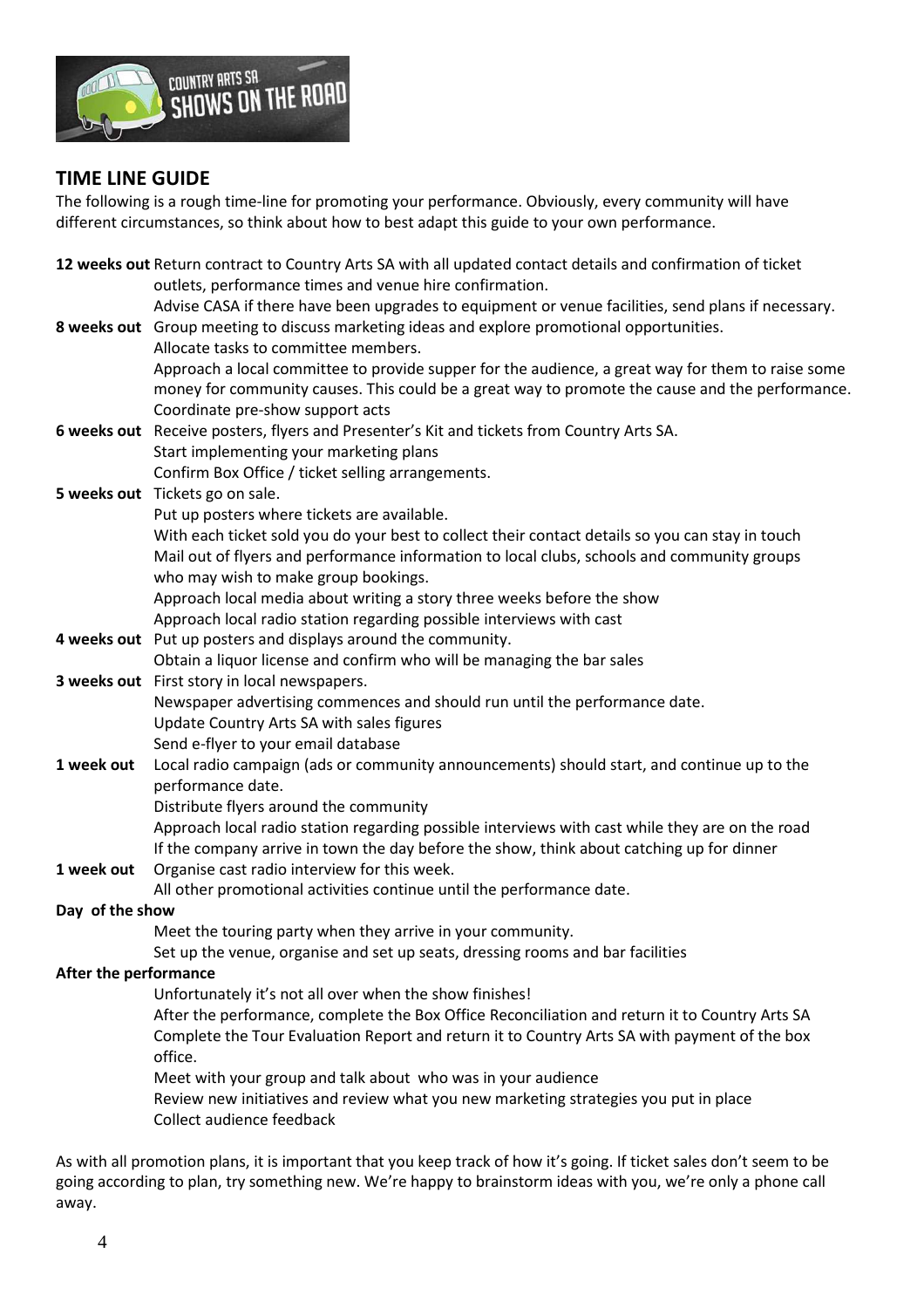## TIME LINE GUIDE

The following is a rough time-line for promoting your performance. Obviously, every community will have different circumstances, so think about how to best adapt this guide to your own performance.

**12 weeks out** Return contract to Country Arts SA with all updated contact details and confirmation of ticket outlets, performance times and venue hire confirmation.
Advise CASA if there have been upgrades to equipment or venue facilities, send plans if necessary.

**8 weeks out** Group meeting to discuss marketing ideas and explore promotional opportunities.
Allocate tasks to committee members.
Approach a local committee to provide supper for the audience, a great way for them to raise some money for community causes. This could be a great way to promote the cause and the performance.
Coordinate pre-show support acts

**6 weeks out** Receive posters, flyers and Presenter's Kit and tickets from Country Arts SA.
Start implementing your marketing plans
Confirm Box Office / ticket selling arrangements.

**5 weeks out** Tickets go on sale.
Put up posters where tickets are available.
With each ticket sold you do your best to collect their contact details so you can stay in touch
Mail out of flyers and performance information to local clubs, schools and community groups who may wish to make group bookings.
Approach local media about writing a story three weeks before the show
Approach local radio station regarding possible interviews with cast

**4 weeks out** Put up posters and displays around the community.
Obtain a liquor license and confirm who will be managing the bar sales

**3 weeks out** First story in local newspapers.
Newspaper advertising commences and should run until the performance date.
Update Country Arts SA with sales figures
Send e-flyer to your email database

**1 week out** Local radio campaign (ads or community announcements) should start, and continue up to the performance date.
Distribute flyers around the community
Approach local radio station regarding possible interviews with cast while they are on the road
If the company arrive in town the day before the show, think about catching up for dinner

**1 week out** Organise cast radio interview for this week.
All other promotional activities continue until the performance date.

**Day of the show**
Meet the touring party when they arrive in your community.
Set up the venue, organise and set up seats, dressing rooms and bar facilities

**After the performance**
Unfortunately it's not all over when the show finishes!
After the performance, complete the Box Office Reconciliation and return it to Country Arts SA
Complete the Tour Evaluation Report and return it to Country Arts SA with payment of the box office.
Meet with your group and talk about who was in your audience
Review new initiatives and review what you new marketing strategies you put in place
Collect audience feedback

As with all promotion plans, it is important that you keep track of how it's going. If ticket sales don't seem to be going according to plan, try something new. We're happy to brainstorm ideas with you, we're only a phone call away.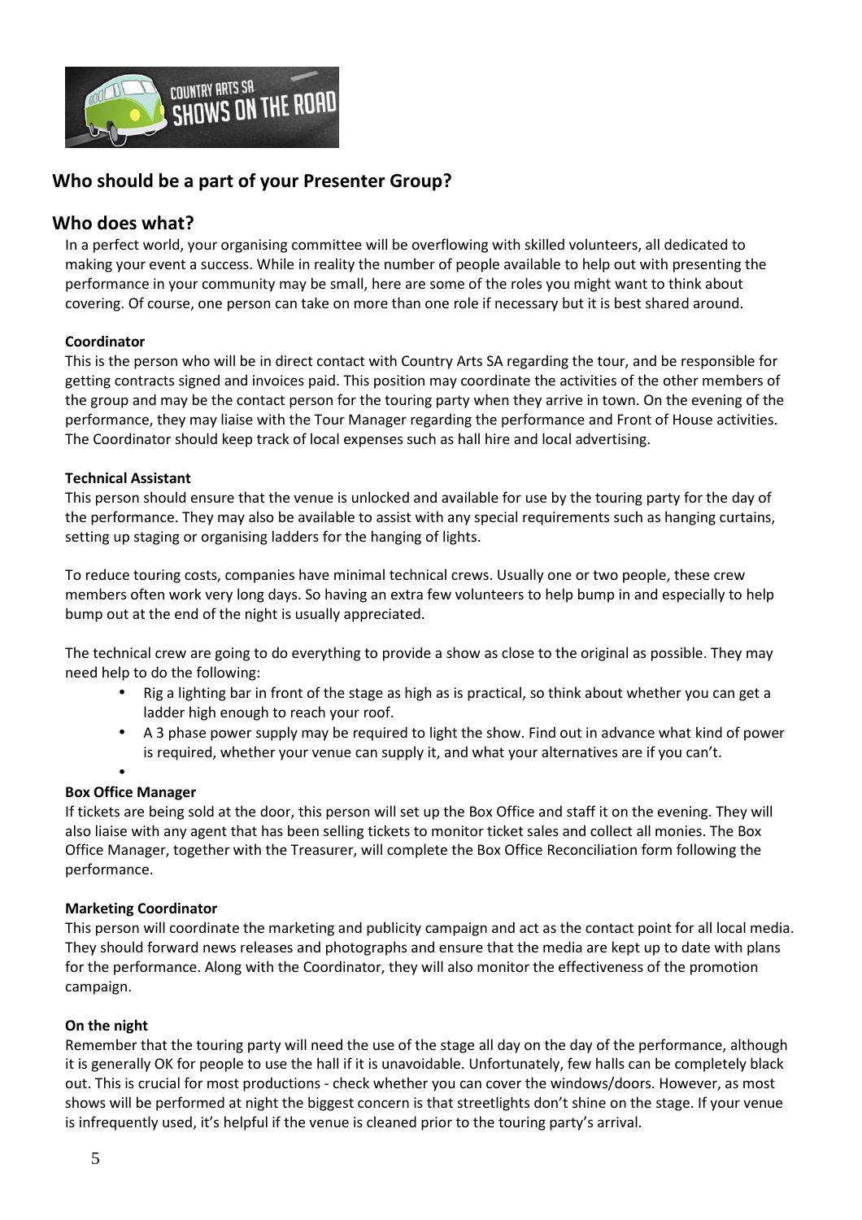## Who should be a part of your Presenter Group?

## Who does what?

In a perfect world, your organising committee will be overflowing with skilled volunteers, all dedicated to making your event a success. While in reality the number of people available to help out with presenting the performance in your community may be small, here are some of the roles you might want to think about covering. Of course, one person can take on more than one role if necessary but it is best shared around.

**Coordinator**

This is the person who will be in direct contact with Country Arts SA regarding the tour, and be responsible for getting contracts signed and invoices paid. This position may coordinate the activities of the other members of the group and may be the contact person for the touring party when they arrive in town. On the evening of the performance, they may liaise with the Tour Manager regarding the performance and Front of House activities. The Coordinator should keep track of local expenses such as hall hire and local advertising.

**Technical Assistant**

This person should ensure that the venue is unlocked and available for use by the touring party for the day of the performance. They may also be available to assist with any special requirements such as hanging curtains, setting up staging or organising ladders for the hanging of lights.

To reduce touring costs, companies have minimal technical crews. Usually one or two people, these crew members often work very long days. So having an extra few volunteers to help bump in and especially to help bump out at the end of the night is usually appreciated.

The technical crew are going to do everything to provide a show as close to the original as possible. They may need help to do the following:

- Rig a lighting bar in front of the stage as high as is practical, so think about whether you can get a ladder high enough to reach your roof.
- A 3 phase power supply may be required to light the show. Find out in advance what kind of power is required, whether your venue can supply it, and what your alternatives are if you can't.

**Box Office Manager**

If tickets are being sold at the door, this person will set up the Box Office and staff it on the evening. They will also liaise with any agent that has been selling tickets to monitor ticket sales and collect all monies. The Box Office Manager, together with the Treasurer, will complete the Box Office Reconciliation form following the performance.

**Marketing Coordinator**

This person will coordinate the marketing and publicity campaign and act as the contact point for all local media. They should forward news releases and photographs and ensure that the media are kept up to date with plans for the performance. Along with the Coordinator, they will also monitor the effectiveness of the promotion campaign.

**On the night**

Remember that the touring party will need the use of the stage all day on the day of the performance, although it is generally OK for people to use the hall if it is unavoidable. Unfortunately, few halls can be completely black out. This is crucial for most productions - check whether you can cover the windows/doors. However, as most shows will be performed at night the biggest concern is that streetlights don't shine on the stage. If your venue is infrequently used, it's helpful if the venue is cleaned prior to the touring party's arrival.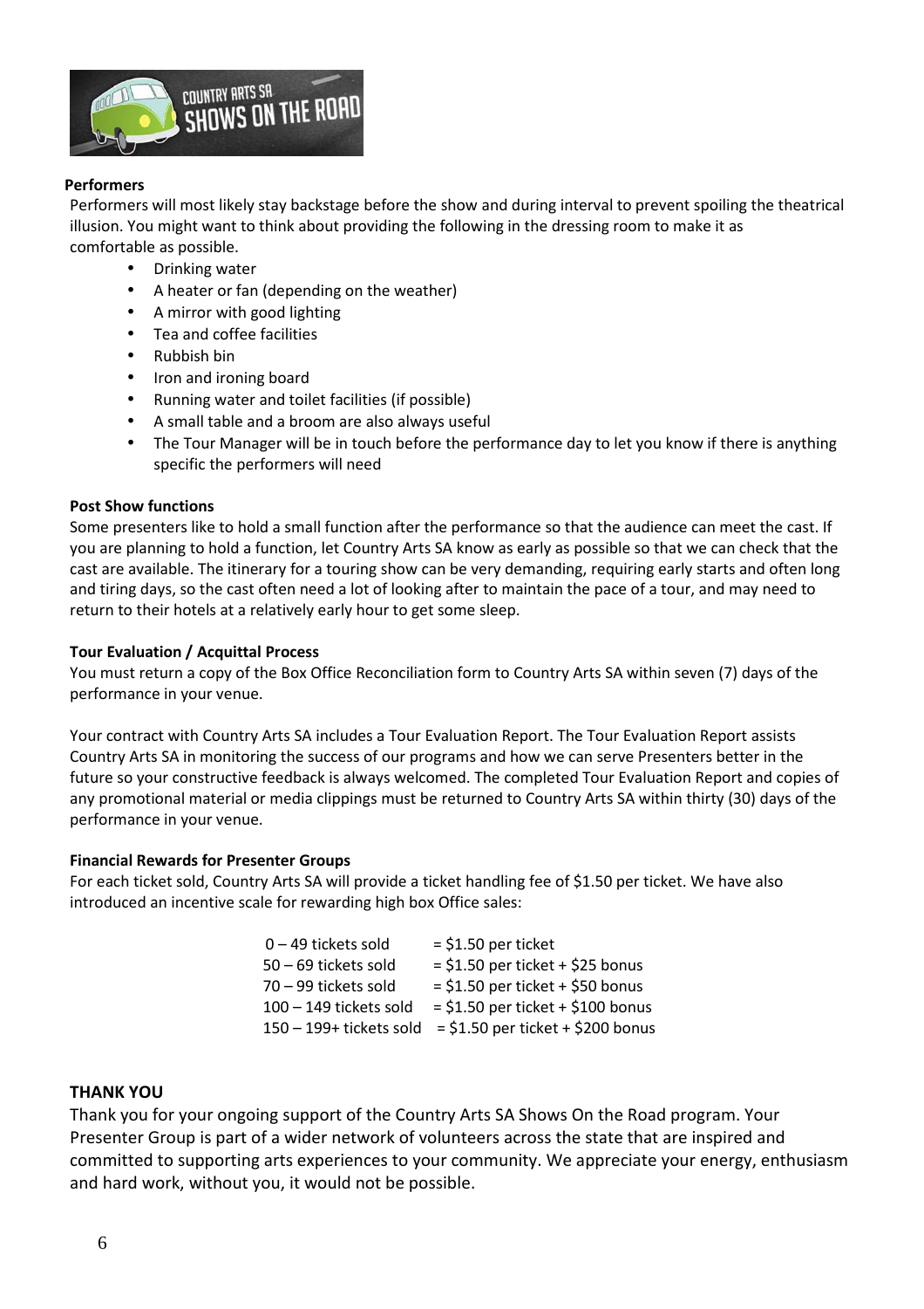**Performers**

Performers will most likely stay backstage before the show and during interval to prevent spoiling the theatrical illusion. You might want to think about providing the following in the dressing room to make it as comfortable as possible.

- Drinking water
- A heater or fan (depending on the weather)
- A mirror with good lighting
- Tea and coffee facilities
- Rubbish bin
- Iron and ironing board
- Running water and toilet facilities (if possible)
- A small table and a broom are also always useful
- The Tour Manager will be in touch before the performance day to let you know if there is anything specific the performers will need

**Post Show functions**

Some presenters like to hold a small function after the performance so that the audience can meet the cast. If you are planning to hold a function, let Country Arts SA know as early as possible so that we can check that the cast are available. The itinerary for a touring show can be very demanding, requiring early starts and often long and tiring days, so the cast often need a lot of looking after to maintain the pace of a tour, and may need to return to their hotels at a relatively early hour to get some sleep.

**Tour Evaluation / Acquittal Process**

You must return a copy of the Box Office Reconciliation form to Country Arts SA within seven (7) days of the performance in your venue.

Your contract with Country Arts SA includes a Tour Evaluation Report. The Tour Evaluation Report assists Country Arts SA in monitoring the success of our programs and how we can serve Presenters better in the future so your constructive feedback is always welcomed. The completed Tour Evaluation Report and copies of any promotional material or media clippings must be returned to Country Arts SA within thirty (30) days of the performance in your venue.

**Financial Rewards for Presenter Groups**

For each ticket sold, Country Arts SA will provide a ticket handling fee of $1.50 per ticket. We have also introduced an incentive scale for rewarding high box Office sales:

| | |
|---|---|
| 0 – 49 tickets sold | = $1.50 per ticket |
| 50 – 69 tickets sold | = $1.50 per ticket + $25 bonus |
| 70 – 99 tickets sold | = $1.50 per ticket + $50 bonus |
| 100 – 149 tickets sold | = $1.50 per ticket + $100 bonus |
| 150 – 199+ tickets sold | = $1.50 per ticket + $200 bonus |

## THANK YOU

Thank you for your ongoing support of the Country Arts SA Shows On the Road program. Your Presenter Group is part of a wider network of volunteers across the state that are inspired and committed to supporting arts experiences to your community. We appreciate your energy, enthusiasm and hard work, without you, it would not be possible.